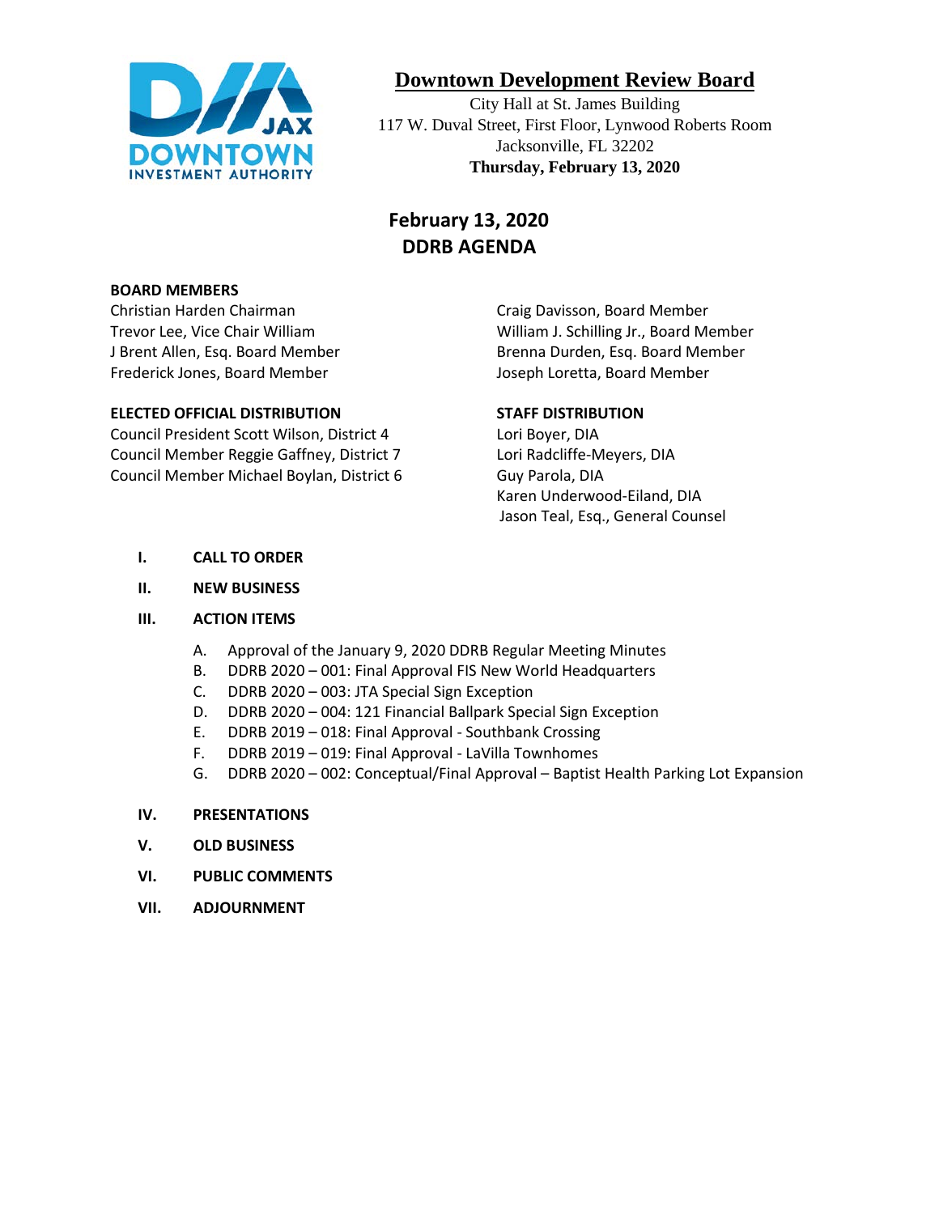# Downtown Development Review Board

City Hall at St. James Building
117 W. Duval Street, First Floor, Lynwood Roberts Room
Jacksonville, FL 32202
**Thursday, February 13, 2020**

## February 13, 2020
## DDRB AGENDA

**BOARD MEMBERS**

Christian Harden Chairman
Trevor Lee, Vice Chair William
J Brent Allen, Esq. Board Member
Frederick Jones, Board Member
Craig Davisson, Board Member
William J. Schilling Jr., Board Member
Brenna Durden, Esq. Board Member
Joseph Loretta, Board Member

**ELECTED OFFICIAL DISTRIBUTION**

Council President Scott Wilson, District 4
Council Member Reggie Gaffney, District 7
Council Member Michael Boylan, District 6

**STAFF DISTRIBUTION**

Lori Boyer, DIA
Lori Radcliffe-Meyers, DIA
Guy Parola, DIA
Karen Underwood-Eiland, DIA
Jason Teal, Esq., General Counsel

**I. CALL TO ORDER**

**II. NEW BUSINESS**

**III. ACTION ITEMS**

A. Approval of the January 9, 2020 DDRB Regular Meeting Minutes
B. DDRB 2020 – 001: Final Approval FIS New World Headquarters
C. DDRB 2020 – 003: JTA Special Sign Exception
D. DDRB 2020 – 004: 121 Financial Ballpark Special Sign Exception
E. DDRB 2019 – 018: Final Approval - Southbank Crossing
F. DDRB 2019 – 019: Final Approval - LaVilla Townhomes
G. DDRB 2020 – 002: Conceptual/Final Approval – Baptist Health Parking Lot Expansion

**IV. PRESENTATIONS**

**V. OLD BUSINESS**

**VI. PUBLIC COMMENTS**

**VII. ADJOURNMENT**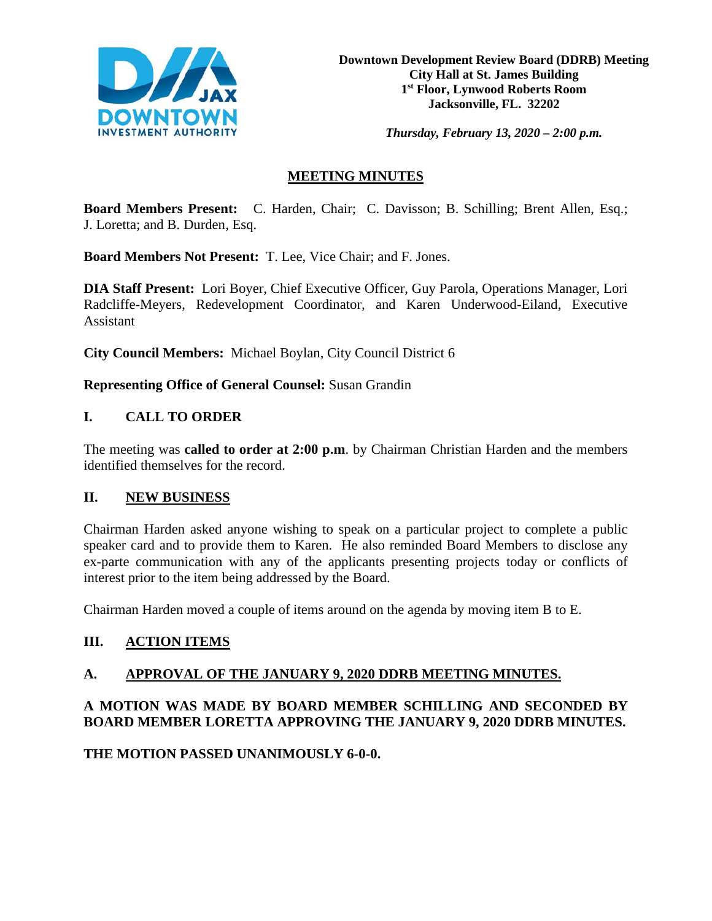**Downtown Development Review Board (DDRB) Meeting**
**City Hall at St. James Building**
**1st Floor, Lynwood Roberts Room**
**Jacksonville, FL. 32202**

***Thursday, February 13, 2020 – 2:00 p.m.***

# MEETING MINUTES

**Board Members Present:** C. Harden, Chair; C. Davisson; B. Schilling; Brent Allen, Esq.; J. Loretta; and B. Durden, Esq.

**Board Members Not Present:** T. Lee, Vice Chair; and F. Jones.

**DIA Staff Present:** Lori Boyer, Chief Executive Officer, Guy Parola, Operations Manager, Lori Radcliffe-Meyers, Redevelopment Coordinator, and Karen Underwood-Eiland, Executive Assistant

**City Council Members:** Michael Boylan, City Council District 6

**Representing Office of General Counsel:** Susan Grandin

## I. CALL TO ORDER

The meeting was **called to order at 2:00 p.m**. by Chairman Christian Harden and the members identified themselves for the record.

## II. NEW BUSINESS

Chairman Harden asked anyone wishing to speak on a particular project to complete a public speaker card and to provide them to Karen. He also reminded Board Members to disclose any ex-parte communication with any of the applicants presenting projects today or conflicts of interest prior to the item being addressed by the Board.

Chairman Harden moved a couple of items around on the agenda by moving item B to E.

## III. ACTION ITEMS

### A. APPROVAL OF THE JANUARY 9, 2020 DDRB MEETING MINUTES.

**A MOTION WAS MADE BY BOARD MEMBER SCHILLING AND SECONDED BY BOARD MEMBER LORETTA APPROVING THE JANUARY 9, 2020 DDRB MINUTES.**

**THE MOTION PASSED UNANIMOUSLY 6-0-0.**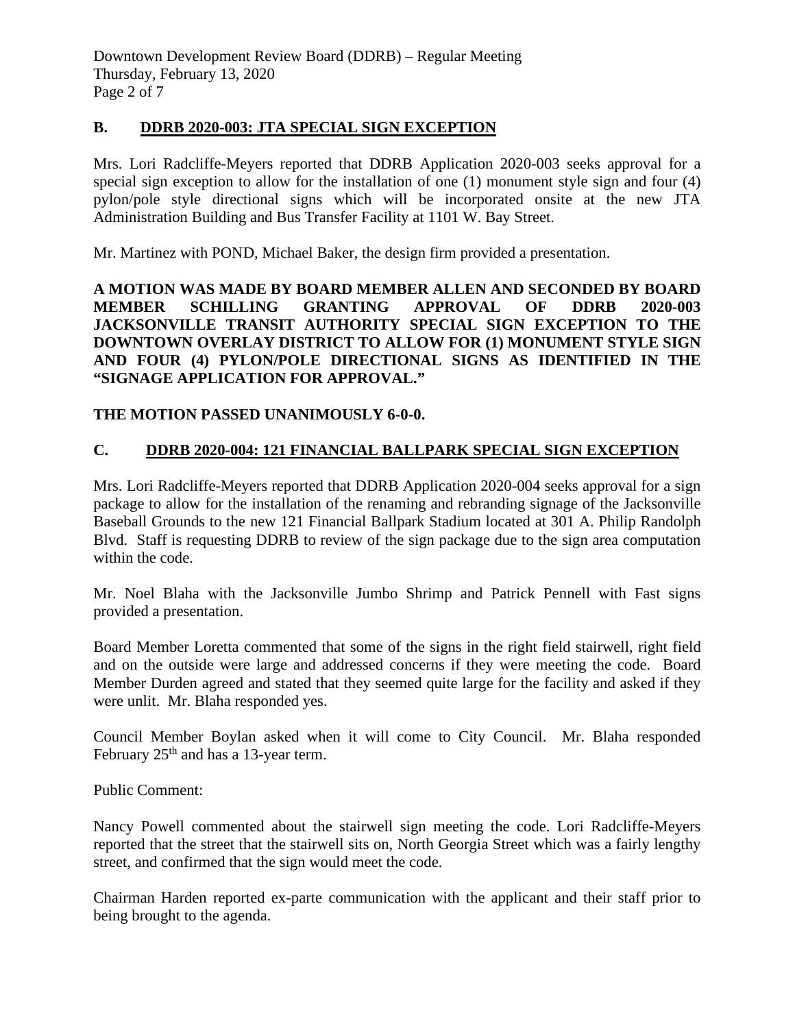## B. DDRB 2020-003: JTA SPECIAL SIGN EXCEPTION

Mrs. Lori Radcliffe-Meyers reported that DDRB Application 2020-003 seeks approval for a special sign exception to allow for the installation of one (1) monument style sign and four (4) pylon/pole style directional signs which will be incorporated onsite at the new JTA Administration Building and Bus Transfer Facility at 1101 W. Bay Street.

Mr. Martinez with POND, Michael Baker, the design firm provided a presentation.

**A MOTION WAS MADE BY BOARD MEMBER ALLEN AND SECONDED BY BOARD MEMBER SCHILLING GRANTING APPROVAL OF DDRB 2020-003 JACKSONVILLE TRANSIT AUTHORITY SPECIAL SIGN EXCEPTION TO THE DOWNTOWN OVERLAY DISTRICT TO ALLOW FOR (1) MONUMENT STYLE SIGN AND FOUR (4) PYLON/POLE DIRECTIONAL SIGNS AS IDENTIFIED IN THE "SIGNAGE APPLICATION FOR APPROVAL."**

**THE MOTION PASSED UNANIMOUSLY 6-0-0.**

## C. DDRB 2020-004: 121 FINANCIAL BALLPARK SPECIAL SIGN EXCEPTION

Mrs. Lori Radcliffe-Meyers reported that DDRB Application 2020-004 seeks approval for a sign package to allow for the installation of the renaming and rebranding signage of the Jacksonville Baseball Grounds to the new 121 Financial Ballpark Stadium located at 301 A. Philip Randolph Blvd. Staff is requesting DDRB to review of the sign package due to the sign area computation within the code.

Mr. Noel Blaha with the Jacksonville Jumbo Shrimp and Patrick Pennell with Fast signs provided a presentation.

Board Member Loretta commented that some of the signs in the right field stairwell, right field and on the outside were large and addressed concerns if they were meeting the code. Board Member Durden agreed and stated that they seemed quite large for the facility and asked if they were unlit. Mr. Blaha responded yes.

Council Member Boylan asked when it will come to City Council. Mr. Blaha responded February 25th and has a 13-year term.

Public Comment:

Nancy Powell commented about the stairwell sign meeting the code. Lori Radcliffe-Meyers reported that the street that the stairwell sits on, North Georgia Street which was a fairly lengthy street, and confirmed that the sign would meet the code.

Chairman Harden reported ex-parte communication with the applicant and their staff prior to being brought to the agenda.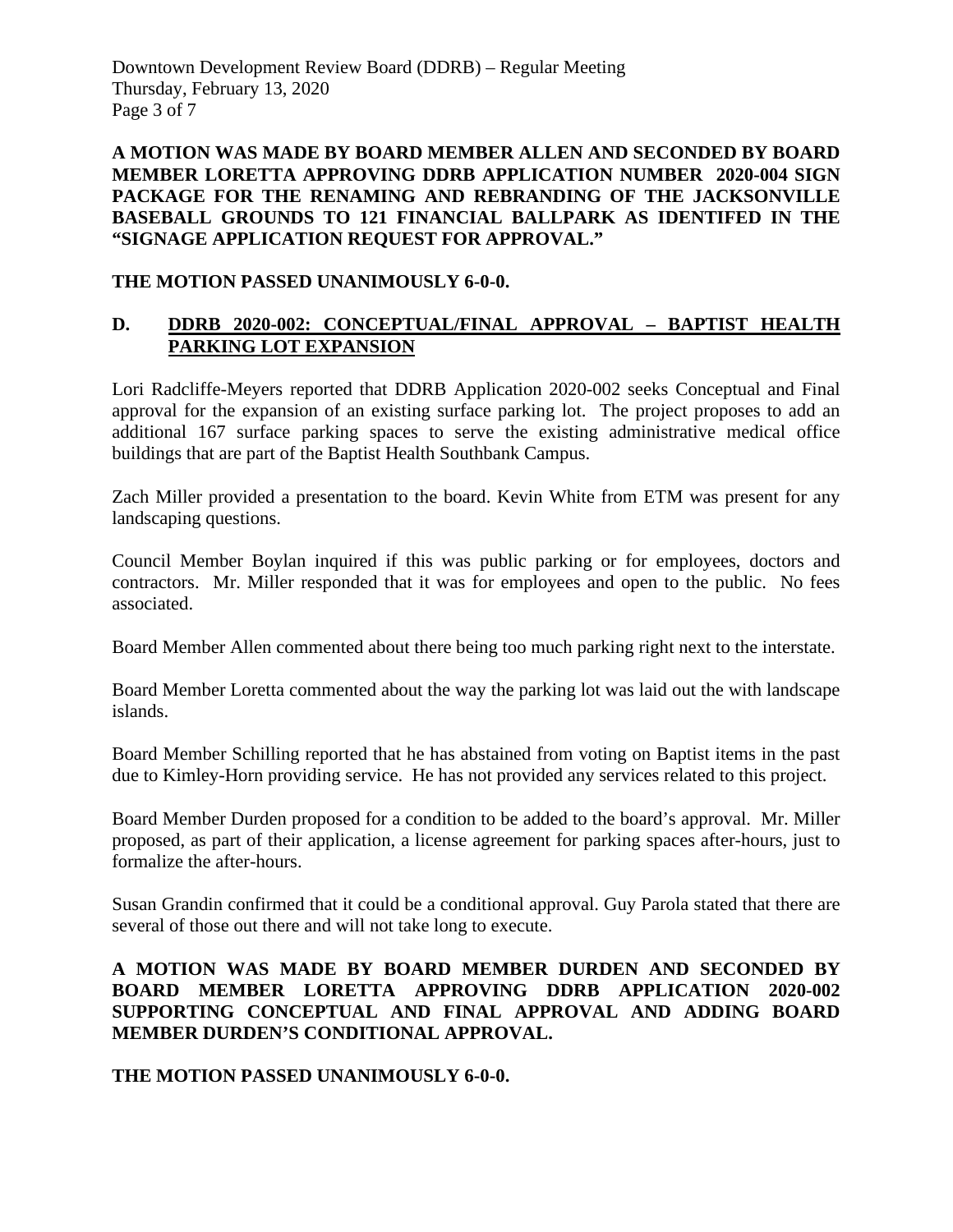**A MOTION WAS MADE BY BOARD MEMBER ALLEN AND SECONDED BY BOARD MEMBER LORETTA APPROVING DDRB APPLICATION NUMBER 2020-004 SIGN PACKAGE FOR THE RENAMING AND REBRANDING OF THE JACKSONVILLE BASEBALL GROUNDS TO 121 FINANCIAL BALLPARK AS IDENTIFED IN THE "SIGNAGE APPLICATION REQUEST FOR APPROVAL."**

**THE MOTION PASSED UNANIMOUSLY 6-0-0.**

## D. <u>DDRB 2020-002: CONCEPTUAL/FINAL APPROVAL – BAPTIST HEALTH PARKING LOT EXPANSION</u>

Lori Radcliffe-Meyers reported that DDRB Application 2020-002 seeks Conceptual and Final approval for the expansion of an existing surface parking lot. The project proposes to add an additional 167 surface parking spaces to serve the existing administrative medical office buildings that are part of the Baptist Health Southbank Campus.

Zach Miller provided a presentation to the board. Kevin White from ETM was present for any landscaping questions.

Council Member Boylan inquired if this was public parking or for employees, doctors and contractors. Mr. Miller responded that it was for employees and open to the public. No fees associated.

Board Member Allen commented about there being too much parking right next to the interstate.

Board Member Loretta commented about the way the parking lot was laid out the with landscape islands.

Board Member Schilling reported that he has abstained from voting on Baptist items in the past due to Kimley-Horn providing service. He has not provided any services related to this project.

Board Member Durden proposed for a condition to be added to the board's approval. Mr. Miller proposed, as part of their application, a license agreement for parking spaces after-hours, just to formalize the after-hours.

Susan Grandin confirmed that it could be a conditional approval. Guy Parola stated that there are several of those out there and will not take long to execute.

**A MOTION WAS MADE BY BOARD MEMBER DURDEN AND SECONDED BY BOARD MEMBER LORETTA APPROVING DDRB APPLICATION 2020-002 SUPPORTING CONCEPTUAL AND FINAL APPROVAL AND ADDING BOARD MEMBER DURDEN'S CONDITIONAL APPROVAL.**

**THE MOTION PASSED UNANIMOUSLY 6-0-0.**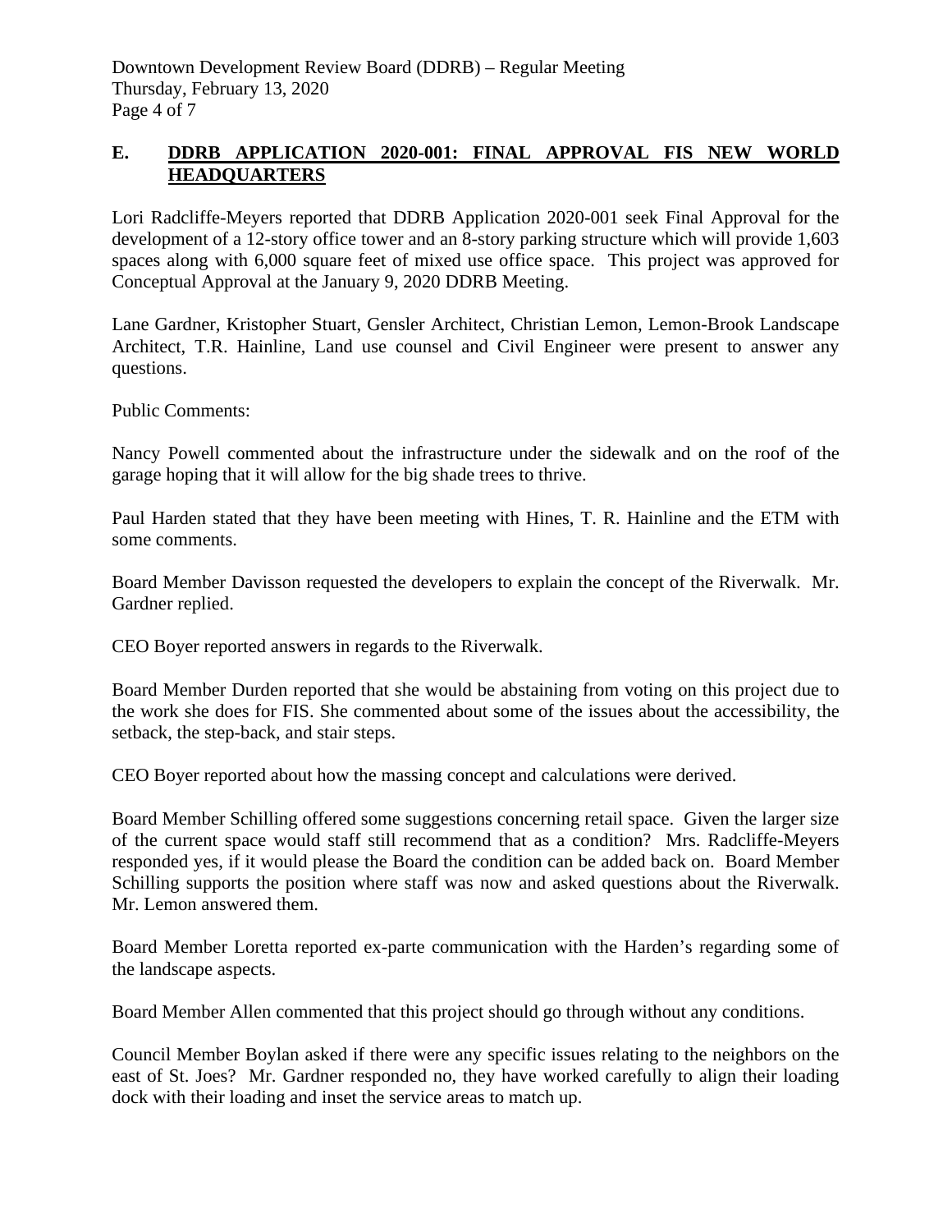## E. DDRB APPLICATION 2020-001: FINAL APPROVAL FIS NEW WORLD HEADQUARTERS

Lori Radcliffe-Meyers reported that DDRB Application 2020-001 seek Final Approval for the development of a 12-story office tower and an 8-story parking structure which will provide 1,603 spaces along with 6,000 square feet of mixed use office space. This project was approved for Conceptual Approval at the January 9, 2020 DDRB Meeting.

Lane Gardner, Kristopher Stuart, Gensler Architect, Christian Lemon, Lemon-Brook Landscape Architect, T.R. Hainline, Land use counsel and Civil Engineer were present to answer any questions.

Public Comments:

Nancy Powell commented about the infrastructure under the sidewalk and on the roof of the garage hoping that it will allow for the big shade trees to thrive.

Paul Harden stated that they have been meeting with Hines, T. R. Hainline and the ETM with some comments.

Board Member Davisson requested the developers to explain the concept of the Riverwalk. Mr. Gardner replied.

CEO Boyer reported answers in regards to the Riverwalk.

Board Member Durden reported that she would be abstaining from voting on this project due to the work she does for FIS. She commented about some of the issues about the accessibility, the setback, the step-back, and stair steps.

CEO Boyer reported about how the massing concept and calculations were derived.

Board Member Schilling offered some suggestions concerning retail space. Given the larger size of the current space would staff still recommend that as a condition? Mrs. Radcliffe-Meyers responded yes, if it would please the Board the condition can be added back on. Board Member Schilling supports the position where staff was now and asked questions about the Riverwalk. Mr. Lemon answered them.

Board Member Loretta reported ex-parte communication with the Harden's regarding some of the landscape aspects.

Board Member Allen commented that this project should go through without any conditions.

Council Member Boylan asked if there were any specific issues relating to the neighbors on the east of St. Joes? Mr. Gardner responded no, they have worked carefully to align their loading dock with their loading and inset the service areas to match up.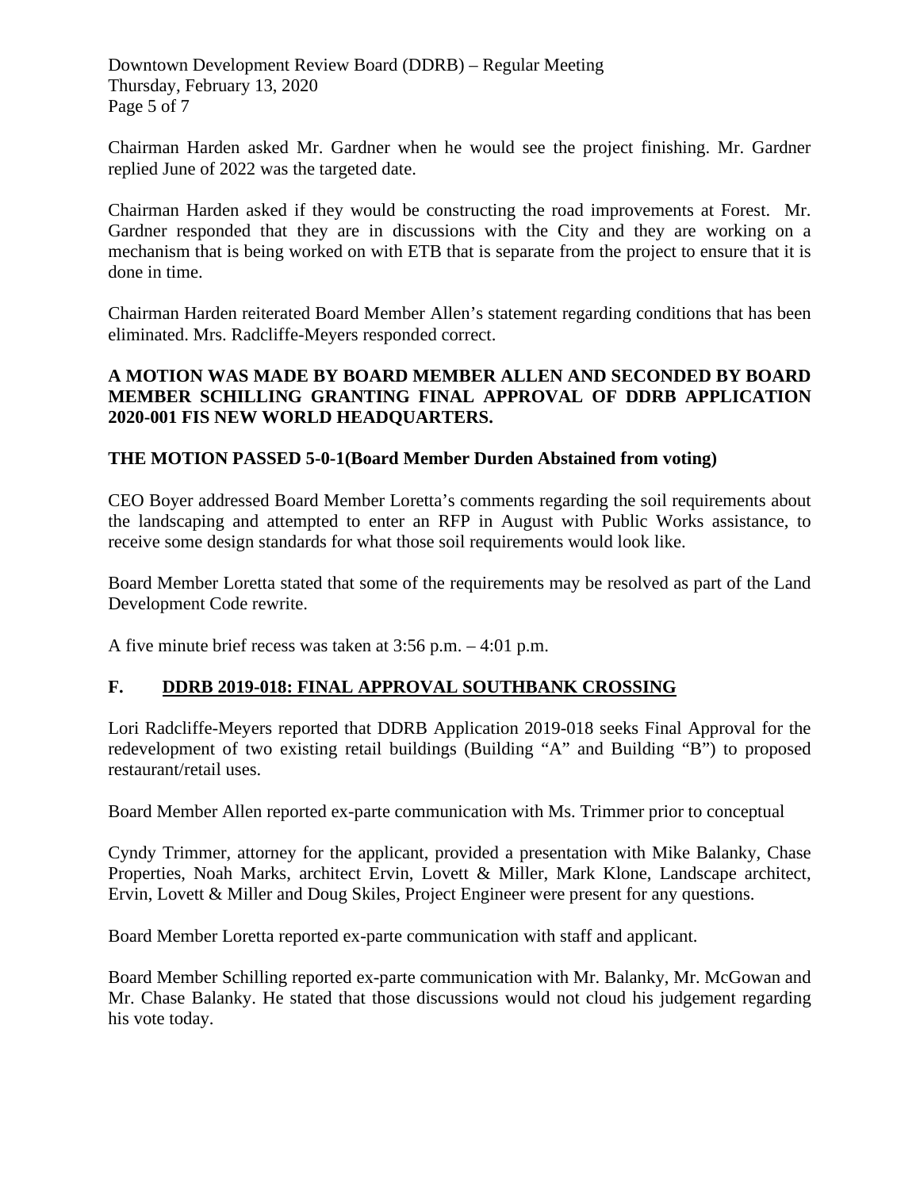Chairman Harden asked Mr. Gardner when he would see the project finishing. Mr. Gardner replied June of 2022 was the targeted date.

Chairman Harden asked if they would be constructing the road improvements at Forest. Mr. Gardner responded that they are in discussions with the City and they are working on a mechanism that is being worked on with ETB that is separate from the project to ensure that it is done in time.

Chairman Harden reiterated Board Member Allen's statement regarding conditions that has been eliminated. Mrs. Radcliffe-Meyers responded correct.

**A MOTION WAS MADE BY BOARD MEMBER ALLEN AND SECONDED BY BOARD MEMBER SCHILLING GRANTING FINAL APPROVAL OF DDRB APPLICATION 2020-001 FIS NEW WORLD HEADQUARTERS.**

**THE MOTION PASSED 5-0-1(Board Member Durden Abstained from voting)**

CEO Boyer addressed Board Member Loretta's comments regarding the soil requirements about the landscaping and attempted to enter an RFP in August with Public Works assistance, to receive some design standards for what those soil requirements would look like.

Board Member Loretta stated that some of the requirements may be resolved as part of the Land Development Code rewrite.

A five minute brief recess was taken at 3:56 p.m. – 4:01 p.m.

## F. DDRB 2019-018: FINAL APPROVAL SOUTHBANK CROSSING

Lori Radcliffe-Meyers reported that DDRB Application 2019-018 seeks Final Approval for the redevelopment of two existing retail buildings (Building "A" and Building "B") to proposed restaurant/retail uses.

Board Member Allen reported ex-parte communication with Ms. Trimmer prior to conceptual

Cyndy Trimmer, attorney for the applicant, provided a presentation with Mike Balanky, Chase Properties, Noah Marks, architect Ervin, Lovett & Miller, Mark Klone, Landscape architect, Ervin, Lovett & Miller and Doug Skiles, Project Engineer were present for any questions.

Board Member Loretta reported ex-parte communication with staff and applicant.

Board Member Schilling reported ex-parte communication with Mr. Balanky, Mr. McGowan and Mr. Chase Balanky. He stated that those discussions would not cloud his judgement regarding his vote today.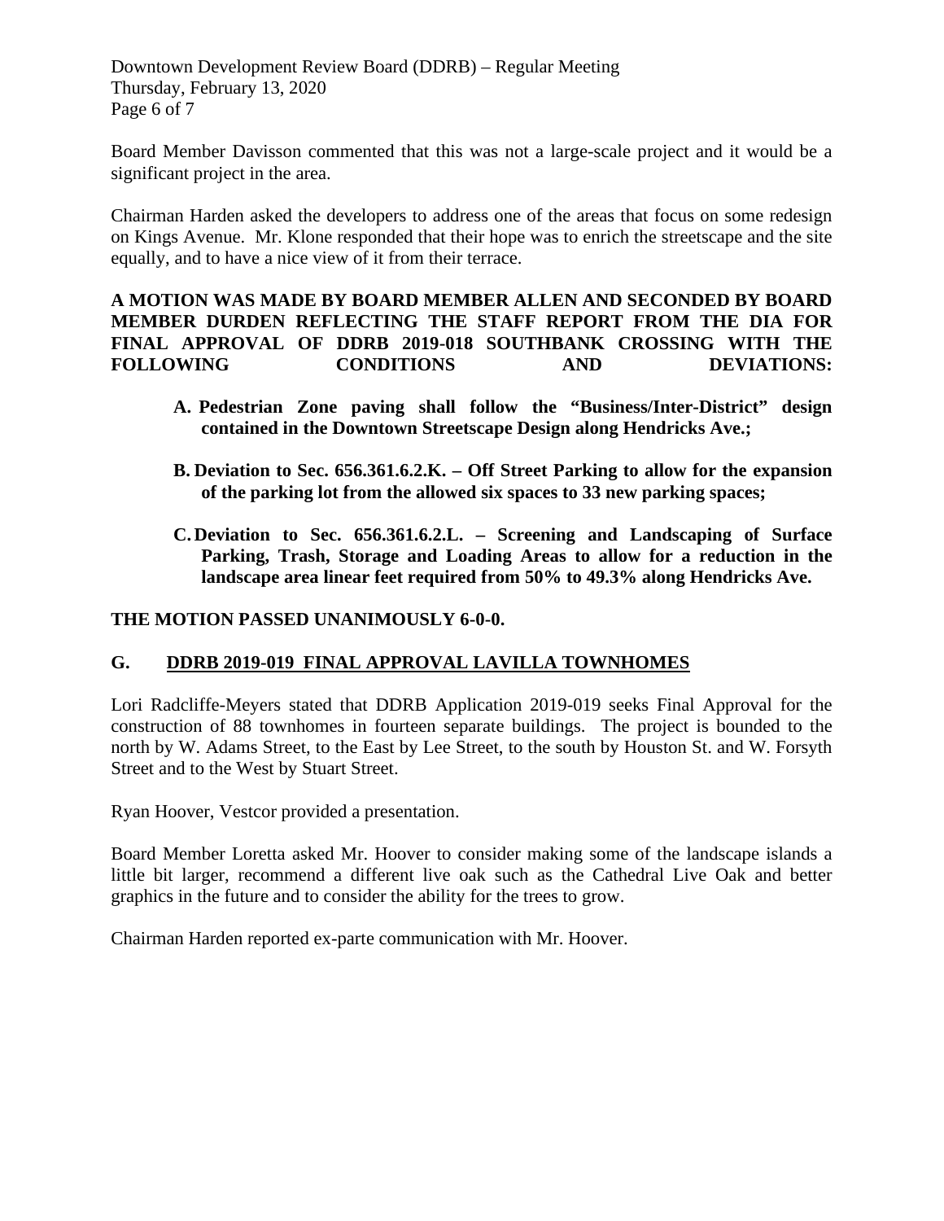Board Member Davisson commented that this was not a large-scale project and it would be a significant project in the area.

Chairman Harden asked the developers to address one of the areas that focus on some redesign on Kings Avenue. Mr. Klone responded that their hope was to enrich the streetscape and the site equally, and to have a nice view of it from their terrace.

**A MOTION WAS MADE BY BOARD MEMBER ALLEN AND SECONDED BY BOARD MEMBER DURDEN REFLECTING THE STAFF REPORT FROM THE DIA FOR FINAL APPROVAL OF DDRB 2019-018 SOUTHBANK CROSSING WITH THE FOLLOWING CONDITIONS AND DEVIATIONS:**

**A. Pedestrian Zone paving shall follow the "Business/Inter-District" design contained in the Downtown Streetscape Design along Hendricks Ave.;**

**B. Deviation to Sec. 656.361.6.2.K. – Off Street Parking to allow for the expansion of the parking lot from the allowed six spaces to 33 new parking spaces;**

**C. Deviation to Sec. 656.361.6.2.L. – Screening and Landscaping of Surface Parking, Trash, Storage and Loading Areas to allow for a reduction in the landscape area linear feet required from 50% to 49.3% along Hendricks Ave.**

**THE MOTION PASSED UNANIMOUSLY 6-0-0.**

## G. DDRB 2019-019 FINAL APPROVAL LAVILLA TOWNHOMES

Lori Radcliffe-Meyers stated that DDRB Application 2019-019 seeks Final Approval for the construction of 88 townhomes in fourteen separate buildings. The project is bounded to the north by W. Adams Street, to the East by Lee Street, to the south by Houston St. and W. Forsyth Street and to the West by Stuart Street.

Ryan Hoover, Vestcor provided a presentation.

Board Member Loretta asked Mr. Hoover to consider making some of the landscape islands a little bit larger, recommend a different live oak such as the Cathedral Live Oak and better graphics in the future and to consider the ability for the trees to grow.

Chairman Harden reported ex-parte communication with Mr. Hoover.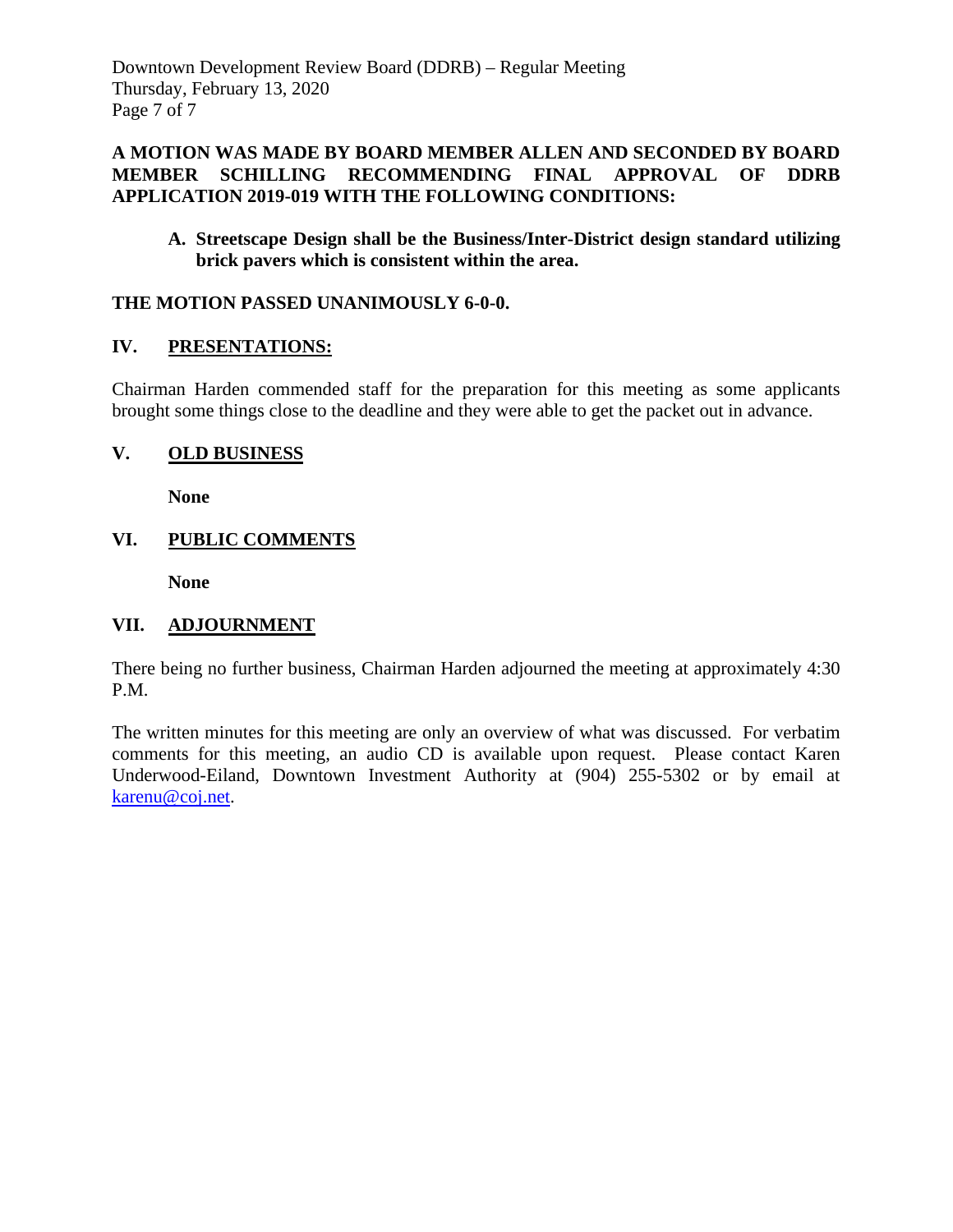**A MOTION WAS MADE BY BOARD MEMBER ALLEN AND SECONDED BY BOARD MEMBER SCHILLING RECOMMENDING FINAL APPROVAL OF DDRB APPLICATION 2019-019 WITH THE FOLLOWING CONDITIONS:**

**A. Streetscape Design shall be the Business/Inter-District design standard utilizing brick pavers which is consistent within the area.**

**THE MOTION PASSED UNANIMOUSLY 6-0-0.**

## IV. PRESENTATIONS:

Chairman Harden commended staff for the preparation for this meeting as some applicants brought some things close to the deadline and they were able to get the packet out in advance.

## V. OLD BUSINESS

**None**

## VI. PUBLIC COMMENTS

**None**

## VII. ADJOURNMENT

There being no further business, Chairman Harden adjourned the meeting at approximately 4:30 P.M.

The written minutes for this meeting are only an overview of what was discussed. For verbatim comments for this meeting, an audio CD is available upon request. Please contact Karen Underwood-Eiland, Downtown Investment Authority at (904) 255-5302 or by email at karenu@coj.net.